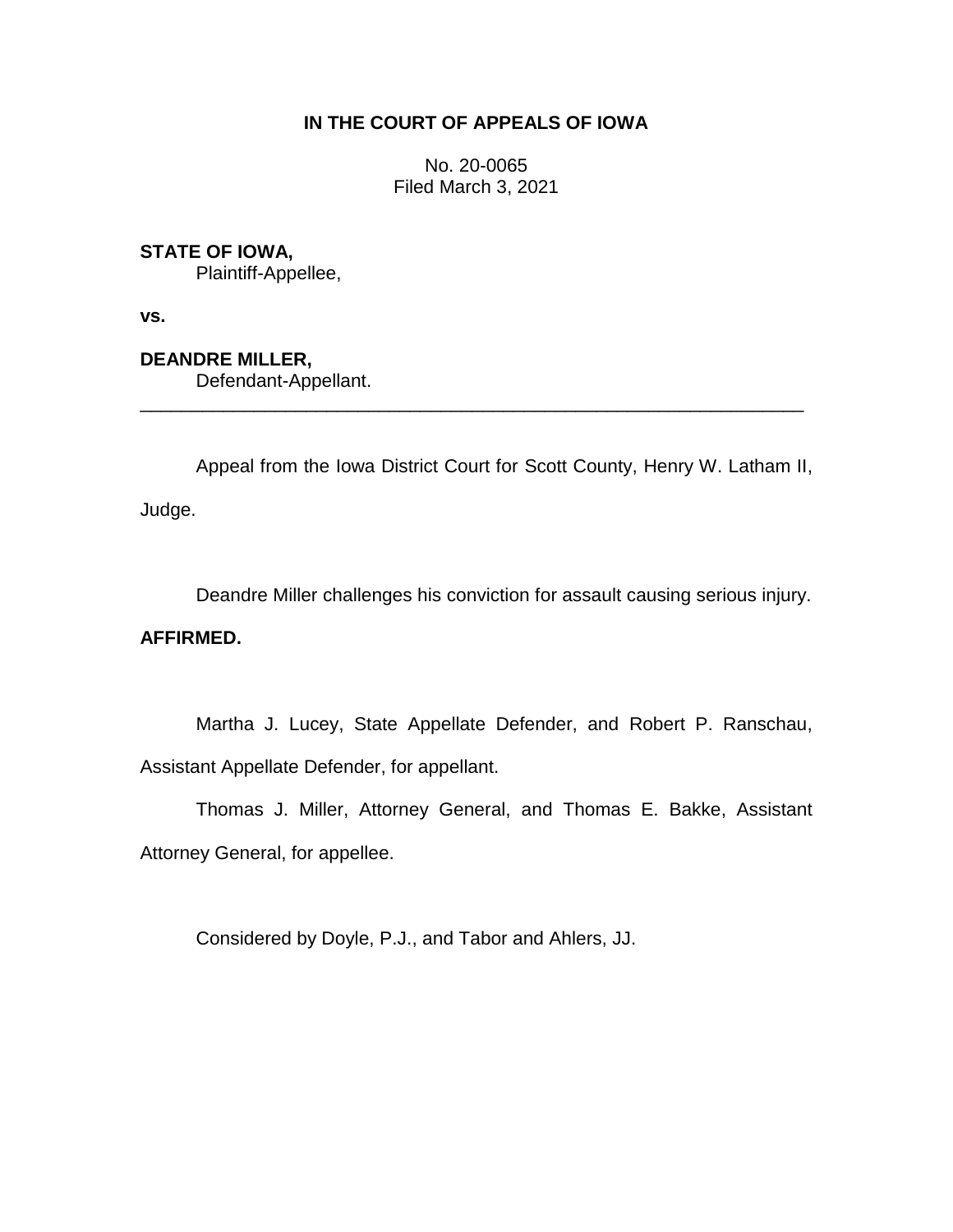**IN THE COURT OF APPEALS OF IOWA**

No. 20-0065
Filed March 3, 2021

**STATE OF IOWA,**
Plaintiff-Appellee,

**vs.**

**DEANDRE MILLER,**
Defendant-Appellant.

---

Appeal from the Iowa District Court for Scott County, Henry W. Latham II, Judge.

Deandre Miller challenges his conviction for assault causing serious injury.

**AFFIRMED.**

Martha J. Lucey, State Appellate Defender, and Robert P. Ranschau, Assistant Appellate Defender, for appellant.

Thomas J. Miller, Attorney General, and Thomas E. Bakke, Assistant Attorney General, for appellee.

Considered by Doyle, P.J., and Tabor and Ahlers, JJ.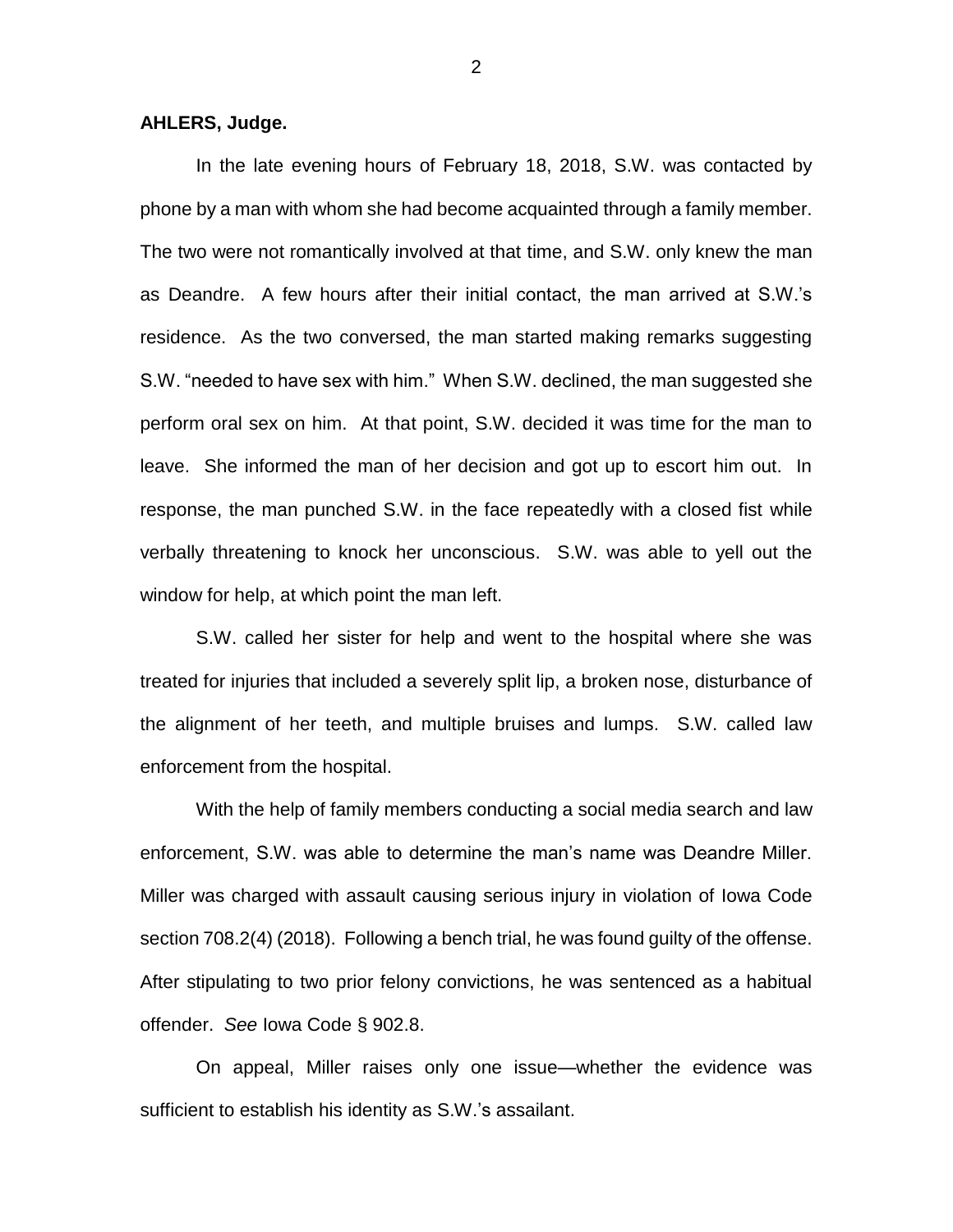**AHLERS, Judge.**

In the late evening hours of February 18, 2018, S.W. was contacted by phone by a man with whom she had become acquainted through a family member. The two were not romantically involved at that time, and S.W. only knew the man as Deandre. A few hours after their initial contact, the man arrived at S.W.'s residence. As the two conversed, the man started making remarks suggesting S.W. "needed to have sex with him." When S.W. declined, the man suggested she perform oral sex on him. At that point, S.W. decided it was time for the man to leave. She informed the man of her decision and got up to escort him out. In response, the man punched S.W. in the face repeatedly with a closed fist while verbally threatening to knock her unconscious. S.W. was able to yell out the window for help, at which point the man left.

S.W. called her sister for help and went to the hospital where she was treated for injuries that included a severely split lip, a broken nose, disturbance of the alignment of her teeth, and multiple bruises and lumps. S.W. called law enforcement from the hospital.

With the help of family members conducting a social media search and law enforcement, S.W. was able to determine the man's name was Deandre Miller. Miller was charged with assault causing serious injury in violation of Iowa Code section 708.2(4) (2018). Following a bench trial, he was found guilty of the offense. After stipulating to two prior felony convictions, he was sentenced as a habitual offender. *See* Iowa Code § 902.8.

On appeal, Miller raises only one issue—whether the evidence was sufficient to establish his identity as S.W.'s assailant.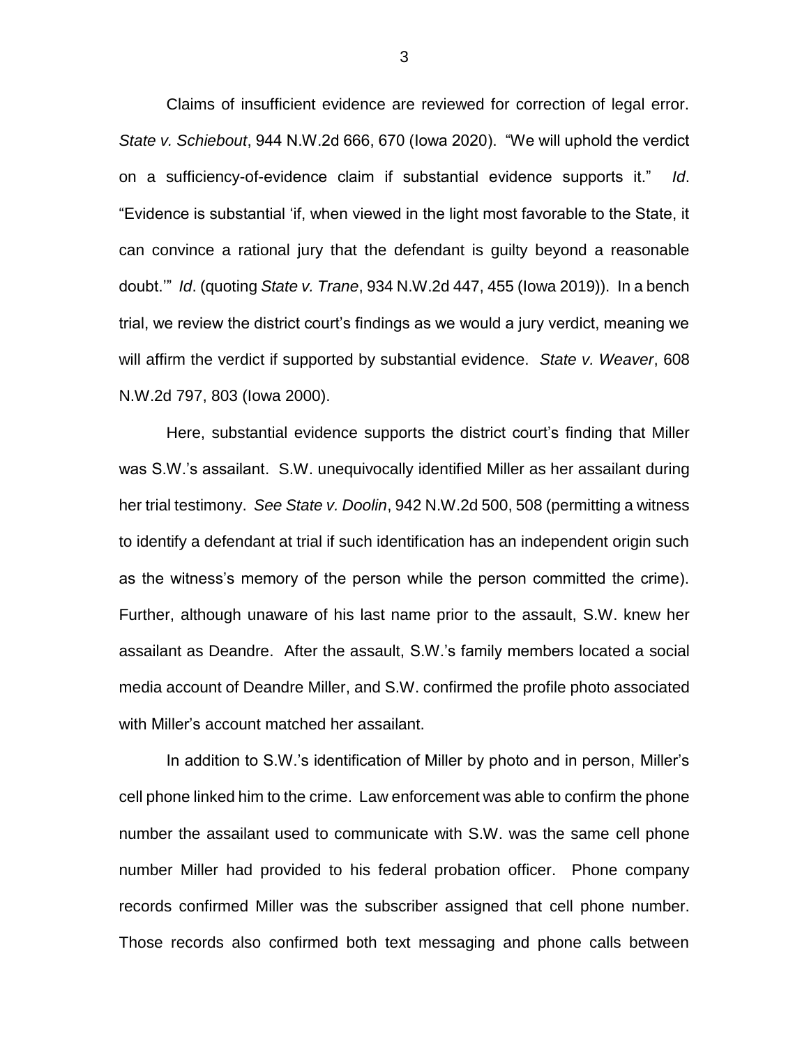Claims of insufficient evidence are reviewed for correction of legal error. *State v. Schiebout*, 944 N.W.2d 666, 670 (Iowa 2020). "We will uphold the verdict on a sufficiency-of-evidence claim if substantial evidence supports it." *Id*. "Evidence is substantial 'if, when viewed in the light most favorable to the State, it can convince a rational jury that the defendant is guilty beyond a reasonable doubt.'" *Id*. (quoting *State v. Trane*, 934 N.W.2d 447, 455 (Iowa 2019)). In a bench trial, we review the district court's findings as we would a jury verdict, meaning we will affirm the verdict if supported by substantial evidence. *State v. Weaver*, 608 N.W.2d 797, 803 (Iowa 2000).

Here, substantial evidence supports the district court's finding that Miller was S.W.'s assailant. S.W. unequivocally identified Miller as her assailant during her trial testimony. *See State v. Doolin*, 942 N.W.2d 500, 508 (permitting a witness to identify a defendant at trial if such identification has an independent origin such as the witness's memory of the person while the person committed the crime). Further, although unaware of his last name prior to the assault, S.W. knew her assailant as Deandre. After the assault, S.W.'s family members located a social media account of Deandre Miller, and S.W. confirmed the profile photo associated with Miller's account matched her assailant.

In addition to S.W.'s identification of Miller by photo and in person, Miller's cell phone linked him to the crime. Law enforcement was able to confirm the phone number the assailant used to communicate with S.W. was the same cell phone number Miller had provided to his federal probation officer. Phone company records confirmed Miller was the subscriber assigned that cell phone number. Those records also confirmed both text messaging and phone calls between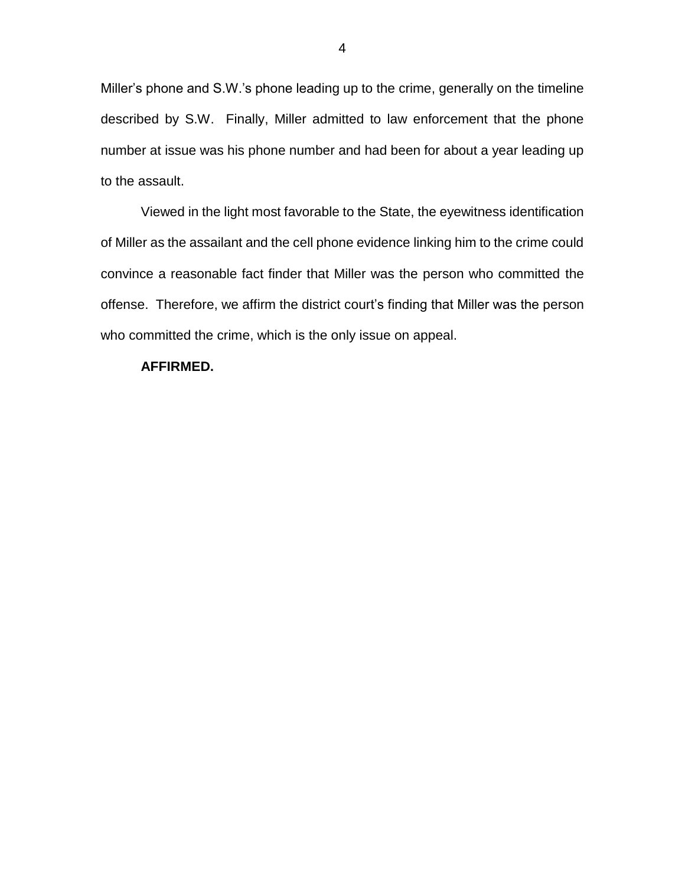Miller's phone and S.W.'s phone leading up to the crime, generally on the timeline described by S.W. Finally, Miller admitted to law enforcement that the phone number at issue was his phone number and had been for about a year leading up to the assault.

Viewed in the light most favorable to the State, the eyewitness identification of Miller as the assailant and the cell phone evidence linking him to the crime could convince a reasonable fact finder that Miller was the person who committed the offense. Therefore, we affirm the district court's finding that Miller was the person who committed the crime, which is the only issue on appeal.

**AFFIRMED.**